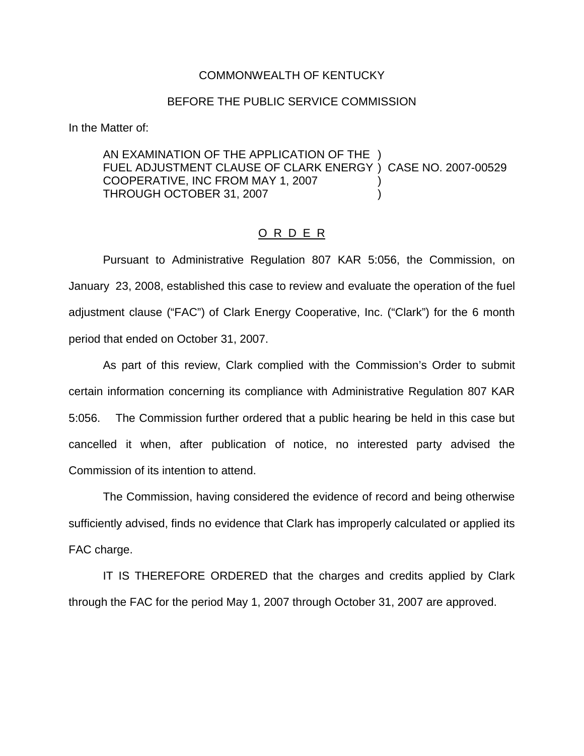COMMONWEALTH OF KENTUCKY

BEFORE THE PUBLIC SERVICE COMMISSION

In the Matter of:

AN EXAMINATION OF THE APPLICATION OF THE )
FUEL ADJUSTMENT CLAUSE OF CLARK ENERGY ) CASE NO. 2007-00529
COOPERATIVE, INC FROM MAY 1, 2007 )
THROUGH OCTOBER 31, 2007 )

O R D E R

Pursuant to Administrative Regulation 807 KAR 5:056, the Commission, on January 23, 2008, established this case to review and evaluate the operation of the fuel adjustment clause ("FAC") of Clark Energy Cooperative, Inc. ("Clark") for the 6 month period that ended on October 31, 2007.

As part of this review, Clark complied with the Commission's Order to submit certain information concerning its compliance with Administrative Regulation 807 KAR 5:056. The Commission further ordered that a public hearing be held in this case but cancelled it when, after publication of notice, no interested party advised the Commission of its intention to attend.

The Commission, having considered the evidence of record and being otherwise sufficiently advised, finds no evidence that Clark has improperly calculated or applied its FAC charge.

IT IS THEREFORE ORDERED that the charges and credits applied by Clark through the FAC for the period May 1, 2007 through October 31, 2007 are approved.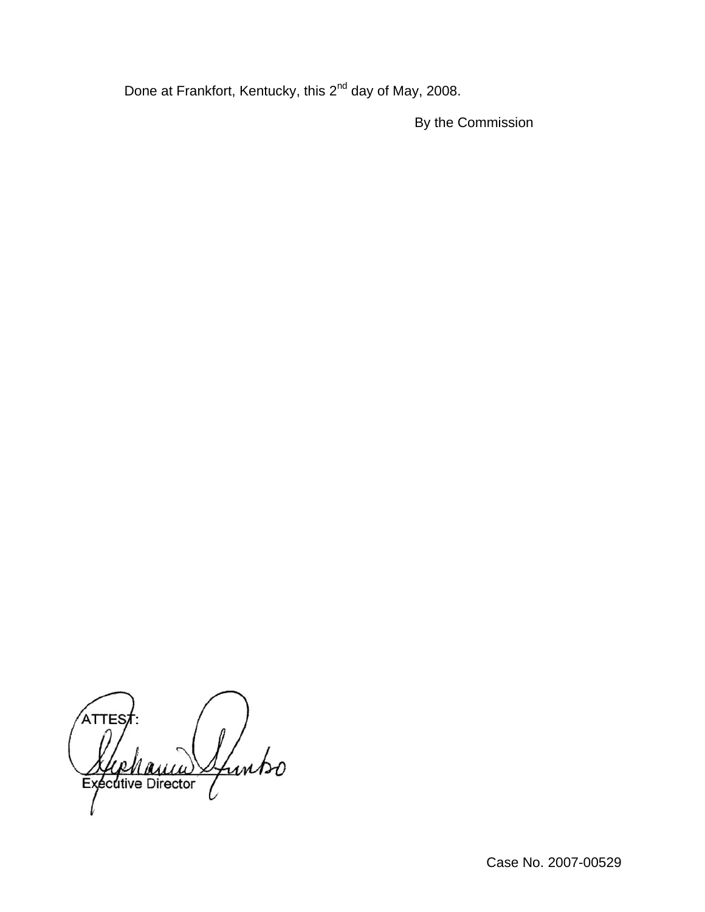Done at Frankfort, Kentucky, this 2nd day of May, 2008.

By the Commission

ATTEST:

Executive Director

Case No. 2007-00529